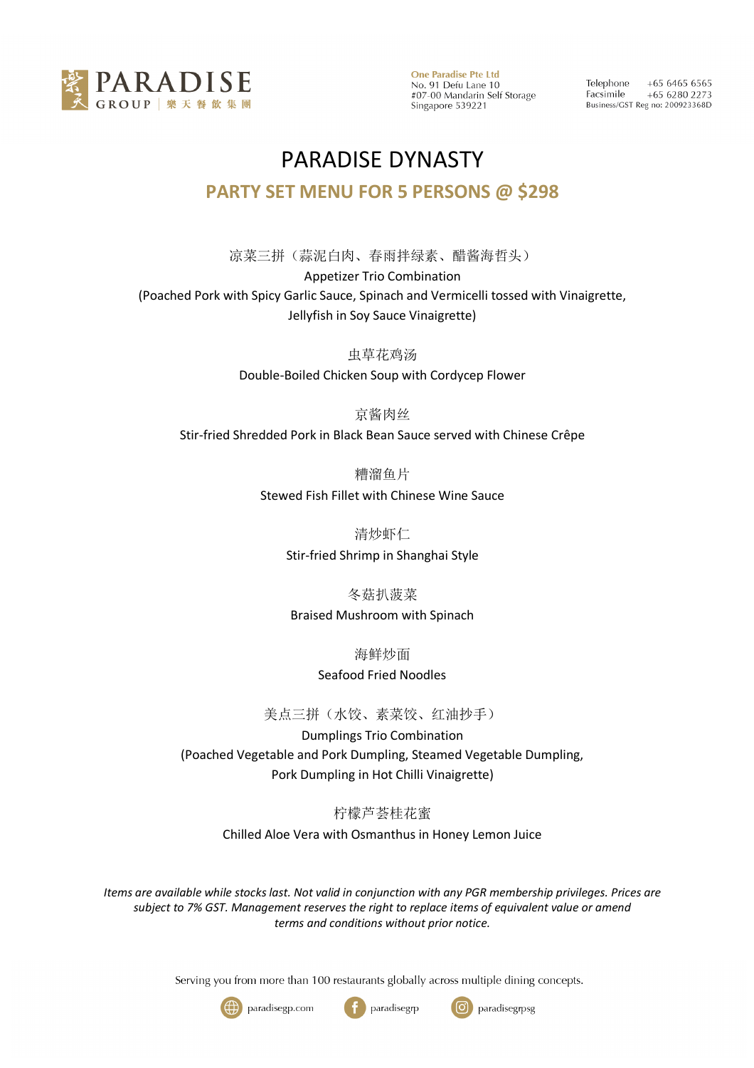PARADISE GROUP 樂天餐飲集團

**One Paradise Pte Ltd**
No. 91 Defu Lane 10
#07-00 Mandarin Self Storage
Singapore 539221

Telephone +65 6465 6565
Facsimile +65 6280 2273
Business/GST Reg no: 200923368D

# PARADISE DYNASTY

## PARTY SET MENU FOR 5 PERSONS @ $298

凉菜三拼（蒜泥白肉、春雨拌绿素、醋酱海哲头）
Appetizer Trio Combination
(Poached Pork with Spicy Garlic Sauce, Spinach and Vermicelli tossed with Vinaigrette, Jellyfish in Soy Sauce Vinaigrette)

虫草花鸡汤
Double-Boiled Chicken Soup with Cordycep Flower

京酱肉丝
Stir-fried Shredded Pork in Black Bean Sauce served with Chinese Crêpe

糟溜鱼片
Stewed Fish Fillet with Chinese Wine Sauce

清炒虾仁
Stir-fried Shrimp in Shanghai Style

冬菇扒菠菜
Braised Mushroom with Spinach

海鲜炒面
Seafood Fried Noodles

美点三拼（水饺、素菜饺、红油抄手）
Dumplings Trio Combination
(Poached Vegetable and Pork Dumpling, Steamed Vegetable Dumpling, Pork Dumpling in Hot Chilli Vinaigrette)

柠檬芦荟桂花蜜
Chilled Aloe Vera with Osmanthus in Honey Lemon Juice

*Items are available while stocks last. Not valid in conjunction with any PGR membership privileges. Prices are subject to 7% GST. Management reserves the right to replace items of equivalent value or amend terms and conditions without prior notice.*

Serving you from more than 100 restaurants globally across multiple dining concepts.

paradisegp.com | paradisegrp | paradisegrpsg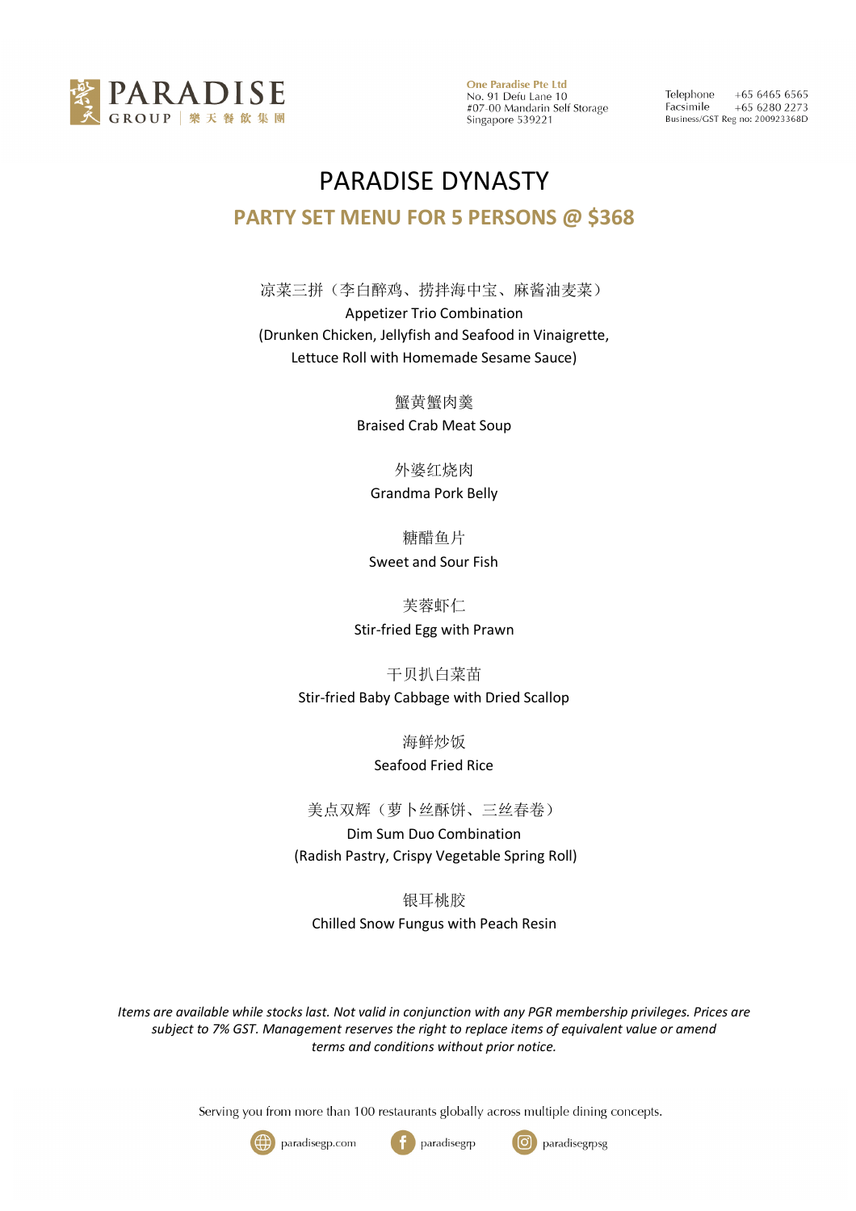PARADISE GROUP | 樂天餐飲集團

One Paradise Pte Ltd
No. 91 Defu Lane 10
#07-00 Mandarin Self Storage
Singapore 539221

Telephone +65 6465 6565
Facsimile +65 6280 2273
Business/GST Reg no: 200923368D

# PARADISE DYNASTY

## PARTY SET MENU FOR 5 PERSONS @ $368

凉菜三拼（李白醉鸡、捞拌海中宝、麻酱油麦菜）
Appetizer Trio Combination
(Drunken Chicken, Jellyfish and Seafood in Vinaigrette,
Lettuce Roll with Homemade Sesame Sauce)

蟹黄蟹肉羹
Braised Crab Meat Soup

外婆红烧肉
Grandma Pork Belly

糖醋鱼片
Sweet and Sour Fish

芙蓉虾仁
Stir-fried Egg with Prawn

干贝扒白菜苗
Stir-fried Baby Cabbage with Dried Scallop

海鲜炒饭
Seafood Fried Rice

美点双辉（萝卜丝酥饼、三丝春卷）
Dim Sum Duo Combination
(Radish Pastry, Crispy Vegetable Spring Roll)

银耳桃胶
Chilled Snow Fungus with Peach Resin

*Items are available while stocks last. Not valid in conjunction with any PGR membership privileges. Prices are subject to 7% GST. Management reserves the right to replace items of equivalent value or amend terms and conditions without prior notice.*

Serving you from more than 100 restaurants globally across multiple dining concepts.

paradisegp.com paradisegrp paradisegrpsg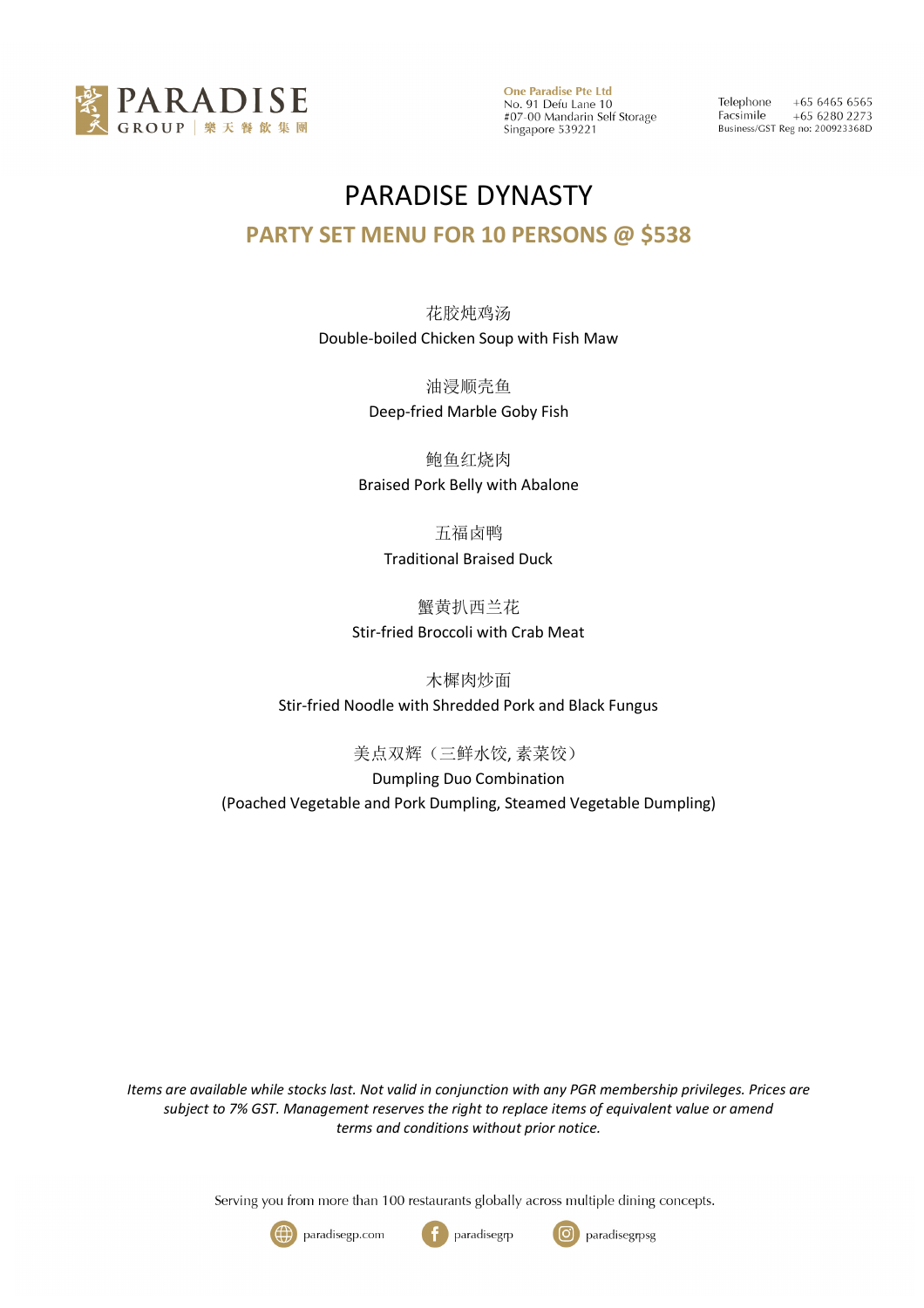# PARADISE DYNASTY

## PARTY SET MENU FOR 10 PERSONS @ $538

花胶炖鸡汤
Double-boiled Chicken Soup with Fish Maw

油浸顺壳鱼
Deep-fried Marble Goby Fish

鲍鱼红烧肉
Braised Pork Belly with Abalone

五福卤鸭
Traditional Braised Duck

蟹黄扒西兰花
Stir-fried Broccoli with Crab Meat

木樨肉炒面
Stir-fried Noodle with Shredded Pork and Black Fungus

美点双辉（三鲜水饺, 素菜饺）
Dumpling Duo Combination
(Poached Vegetable and Pork Dumpling, Steamed Vegetable Dumpling)

*Items are available while stocks last. Not valid in conjunction with any PGR membership privileges. Prices are subject to 7% GST. Management reserves the right to replace items of equivalent value or amend terms and conditions without prior notice.*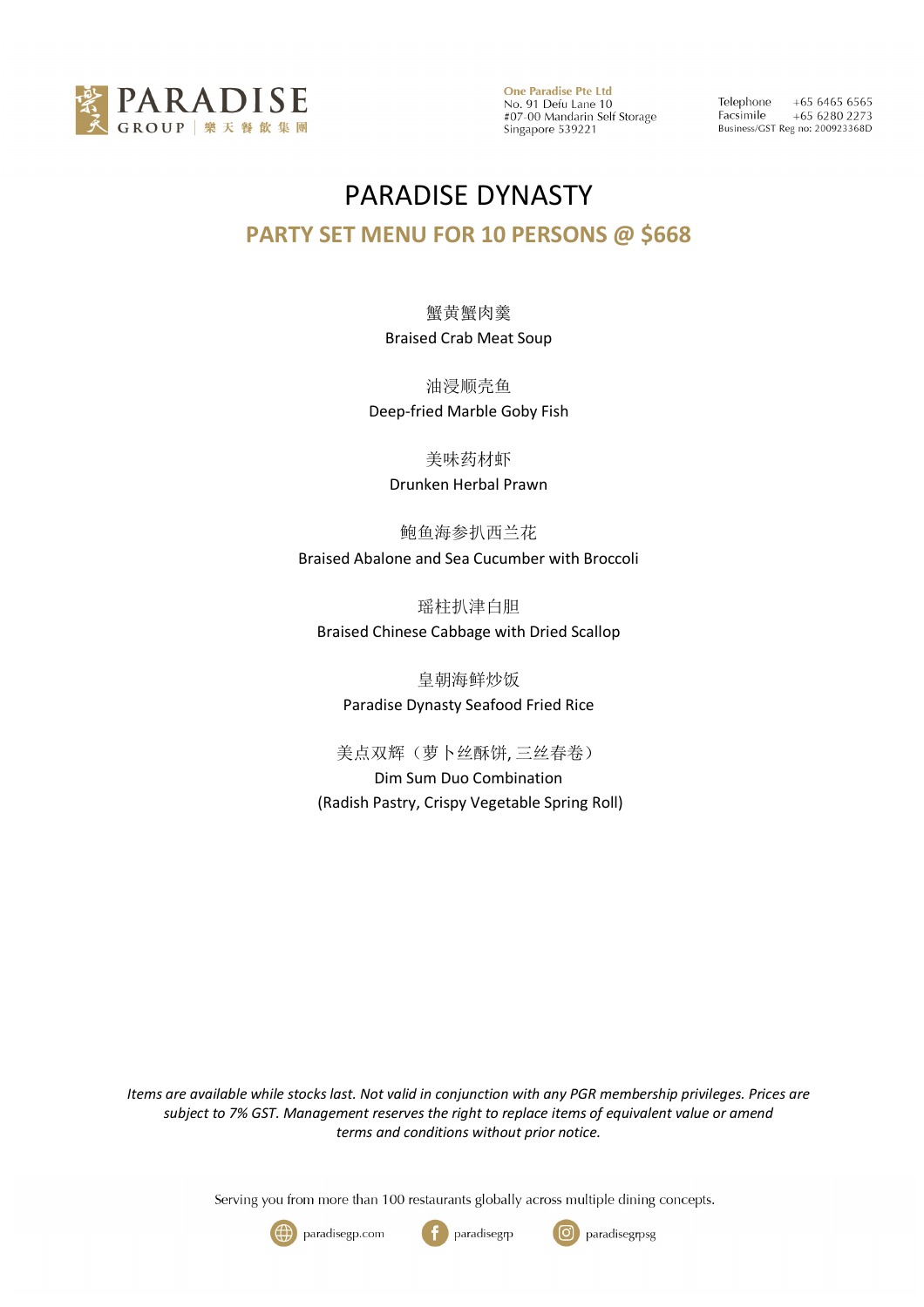# PARADISE DYNASTY

## PARTY SET MENU FOR 10 PERSONS @ $668

蟹黄蟹肉羹
Braised Crab Meat Soup

油浸顺壳鱼
Deep-fried Marble Goby Fish

美味药材虾
Drunken Herbal Prawn

鲍鱼海参扒西兰花
Braised Abalone and Sea Cucumber with Broccoli

瑶柱扒津白胆
Braised Chinese Cabbage with Dried Scallop

皇朝海鲜炒饭
Paradise Dynasty Seafood Fried Rice

美点双辉（萝卜丝酥饼, 三丝春卷）
Dim Sum Duo Combination
(Radish Pastry, Crispy Vegetable Spring Roll)

*Items are available while stocks last. Not valid in conjunction with any PGR membership privileges. Prices are subject to 7% GST. Management reserves the right to replace items of equivalent value or amend terms and conditions without prior notice.*